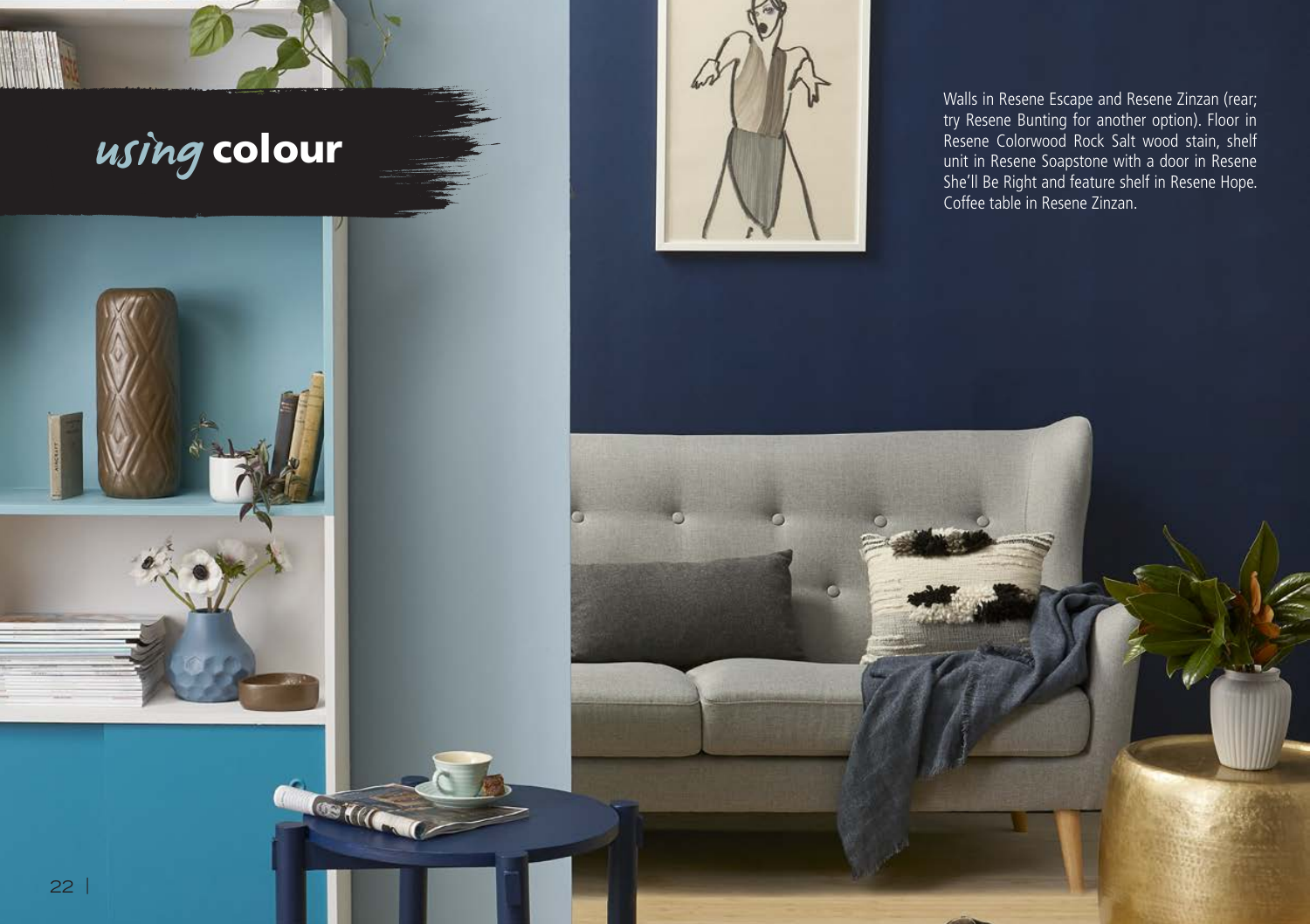# *using* colour

Walls in Resene Escape and Resene Zinzan (rear; try Resene Bunting for another option). Floor in Resene Colorwood Rock Salt wood stain, shelf unit in Resene Soapstone with a door in Resene She'll Be Right and feature shelf in Resene Hope. Coffee table in Resene Zinzan.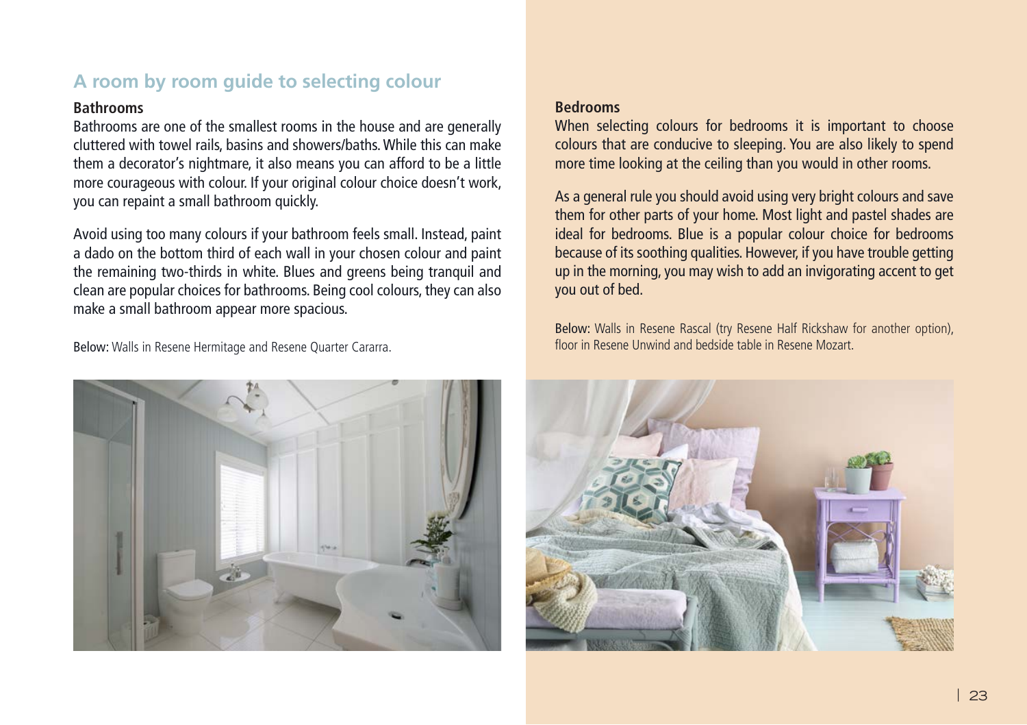## A room by room guide to selecting colour

### Bathrooms

Bathrooms are one of the smallest rooms in the house and are generally cluttered with towel rails, basins and showers/baths. While this can make them a decorator's nightmare, it also means you can afford to be a little more courageous with colour. If your original colour choice doesn't work, you can repaint a small bathroom quickly.

Avoid using too many colours if your bathroom feels small. Instead, paint a dado on the bottom third of each wall in your chosen colour and paint the remaining two-thirds in white. Blues and greens being tranquil and clean are popular choices for bathrooms. Being cool colours, they can also make a small bathroom appear more spacious.

Below: Walls in Resene Hermitage and Resene Quarter Cararra.

### Bedrooms

When selecting colours for bedrooms it is important to choose colours that are conducive to sleeping. You are also likely to spend more time looking at the ceiling than you would in other rooms.

As a general rule you should avoid using very bright colours and save them for other parts of your home. Most light and pastel shades are ideal for bedrooms. Blue is a popular colour choice for bedrooms because of its soothing qualities. However, if you have trouble getting up in the morning, you may wish to add an invigorating accent to get you out of bed.

Below: Walls in Resene Rascal (try Resene Half Rickshaw for another option), floor in Resene Unwind and bedside table in Resene Mozart.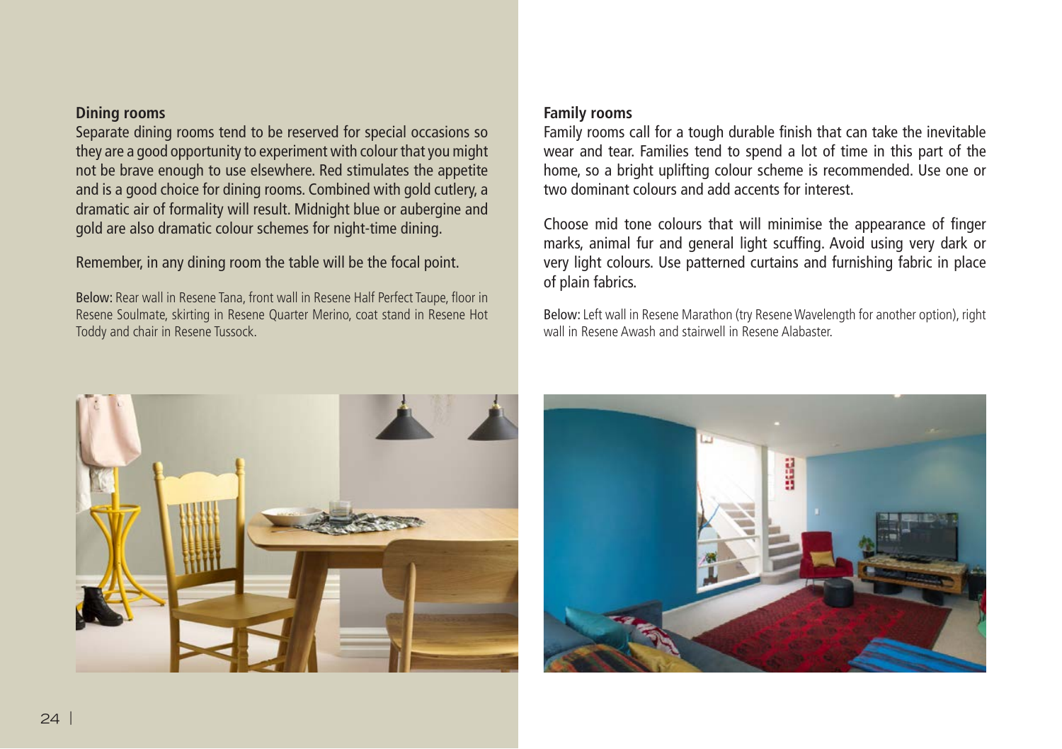## Dining rooms

Separate dining rooms tend to be reserved for special occasions so they are a good opportunity to experiment with colour that you might not be brave enough to use elsewhere. Red stimulates the appetite and is a good choice for dining rooms. Combined with gold cutlery, a dramatic air of formality will result. Midnight blue or aubergine and gold are also dramatic colour schemes for night-time dining.

Remember, in any dining room the table will be the focal point.

Below: Rear wall in Resene Tana, front wall in Resene Half Perfect Taupe, floor in Resene Soulmate, skirting in Resene Quarter Merino, coat stand in Resene Hot Toddy and chair in Resene Tussock.

## Family rooms

Family rooms call for a tough durable finish that can take the inevitable wear and tear. Families tend to spend a lot of time in this part of the home, so a bright uplifting colour scheme is recommended. Use one or two dominant colours and add accents for interest.

Choose mid tone colours that will minimise the appearance of finger marks, animal fur and general light scuffing. Avoid using very dark or very light colours. Use patterned curtains and furnishing fabric in place of plain fabrics.

Below: Left wall in Resene Marathon (try Resene Wavelength for another option), right wall in Resene Awash and stairwell in Resene Alabaster.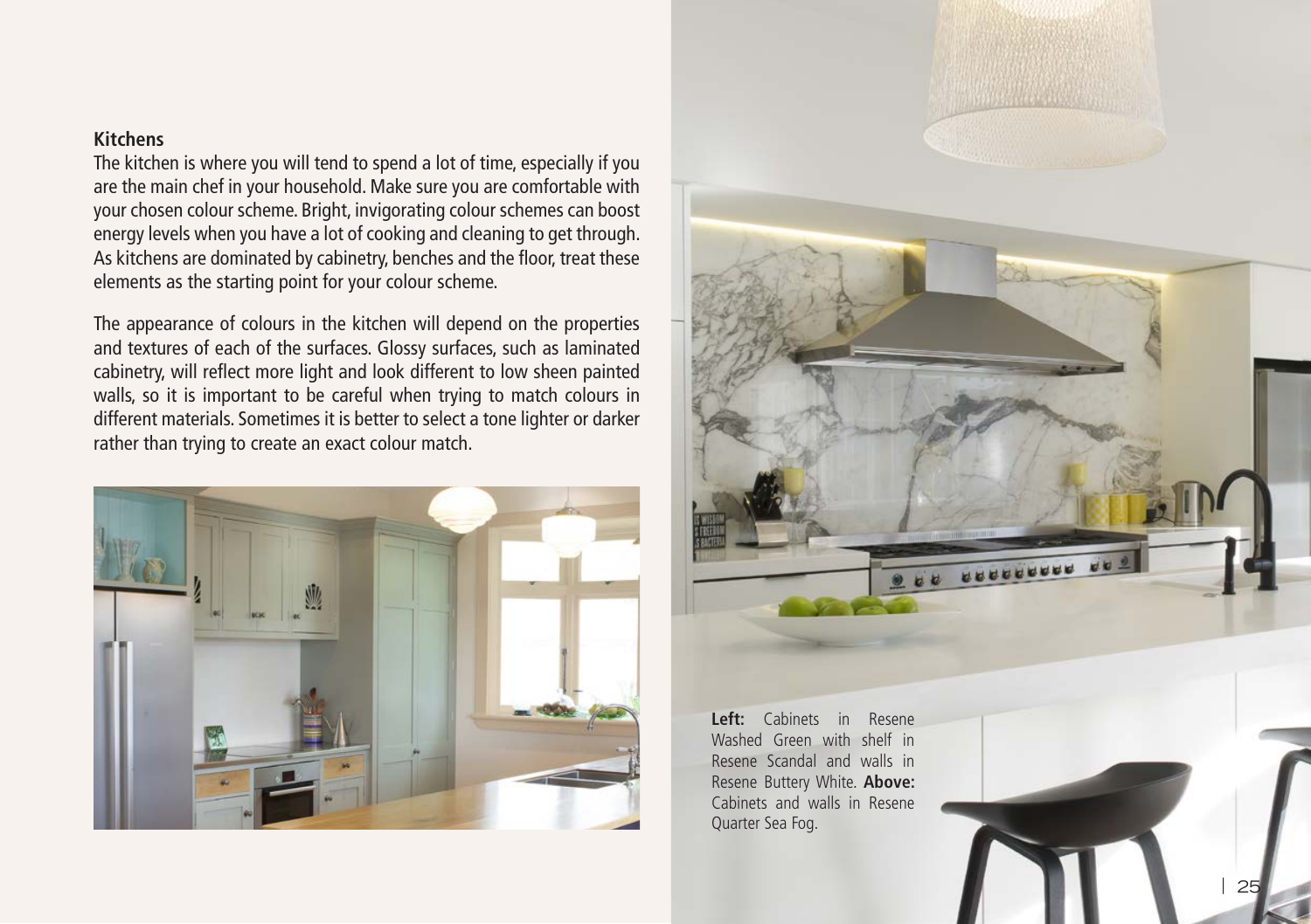## Kitchens

The kitchen is where you will tend to spend a lot of time, especially if you are the main chef in your household. Make sure you are comfortable with your chosen colour scheme. Bright, invigorating colour schemes can boost energy levels when you have a lot of cooking and cleaning to get through. As kitchens are dominated by cabinetry, benches and the floor, treat these elements as the starting point for your colour scheme.

The appearance of colours in the kitchen will depend on the properties and textures of each of the surfaces. Glossy surfaces, such as laminated cabinetry, will reflect more light and look different to low sheen painted walls, so it is important to be careful when trying to match colours in different materials. Sometimes it is better to select a tone lighter or darker rather than trying to create an exact colour match.

**Left:** Cabinets in Resene Washed Green with shelf in Resene Scandal and walls in Resene Buttery White. **Above:** Cabinets and walls in Resene Quarter Sea Fog.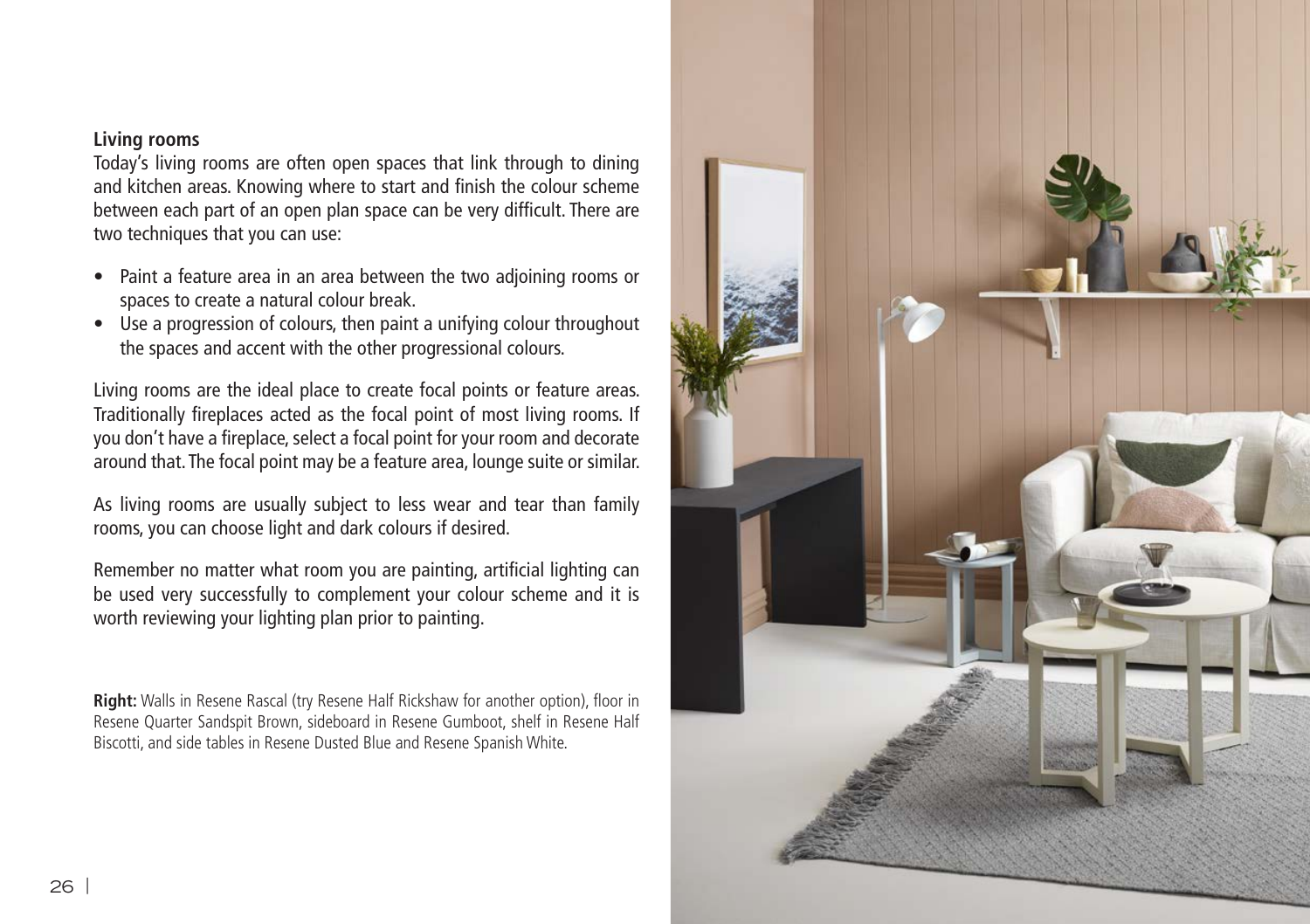## Living rooms

Today's living rooms are often open spaces that link through to dining and kitchen areas. Knowing where to start and finish the colour scheme between each part of an open plan space can be very difficult. There are two techniques that you can use:

- Paint a feature area in an area between the two adjoining rooms or spaces to create a natural colour break.
- Use a progression of colours, then paint a unifying colour throughout the spaces and accent with the other progressional colours.

Living rooms are the ideal place to create focal points or feature areas. Traditionally fireplaces acted as the focal point of most living rooms. If you don't have a fireplace, select a focal point for your room and decorate around that. The focal point may be a feature area, lounge suite or similar.

As living rooms are usually subject to less wear and tear than family rooms, you can choose light and dark colours if desired.

Remember no matter what room you are painting, artificial lighting can be used very successfully to complement your colour scheme and it is worth reviewing your lighting plan prior to painting.

**Right:** Walls in Resene Rascal (try Resene Half Rickshaw for another option), floor in Resene Quarter Sandspit Brown, sideboard in Resene Gumboot, shelf in Resene Half Biscotti, and side tables in Resene Dusted Blue and Resene Spanish White.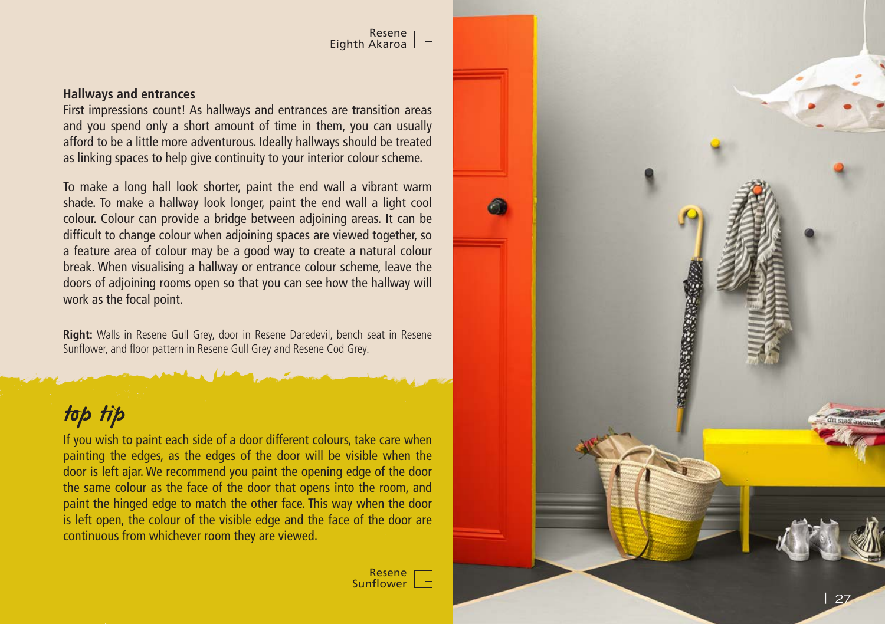Resene
Eighth Akaroa

### Hallways and entrances

First impressions count! As hallways and entrances are transition areas and you spend only a short amount of time in them, you can usually afford to be a little more adventurous. Ideally hallways should be treated as linking spaces to help give continuity to your interior colour scheme.

To make a long hall look shorter, paint the end wall a vibrant warm shade. To make a hallway look longer, paint the end wall a light cool colour. Colour can provide a bridge between adjoining areas. It can be difficult to change colour when adjoining spaces are viewed together, so a feature area of colour may be a good way to create a natural colour break. When visualising a hallway or entrance colour scheme, leave the doors of adjoining rooms open so that you can see how the hallway will work as the focal point.

**Right:** Walls in Resene Gull Grey, door in Resene Daredevil, bench seat in Resene Sunflower, and floor pattern in Resene Gull Grey and Resene Cod Grey.

## *top tip*

If you wish to paint each side of a door different colours, take care when painting the edges, as the edges of the door will be visible when the door is left ajar. We recommend you paint the opening edge of the door the same colour as the face of the door that opens into the room, and paint the hinged edge to match the other face. This way when the door is left open, the colour of the visible edge and the face of the door are continuous from whichever room they are viewed.

Resene
Sunflower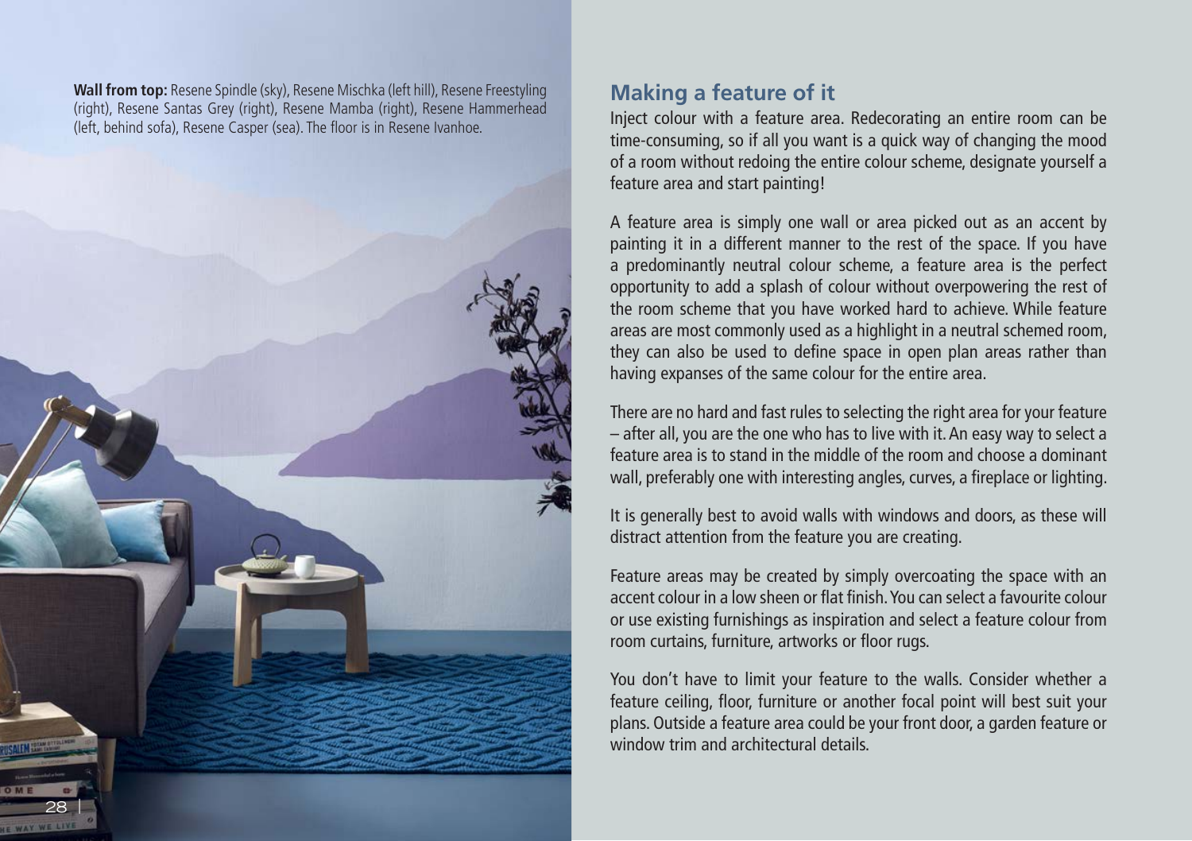**Wall from top:** Resene Spindle (sky), Resene Mischka (left hill), Resene Freestyling (right), Resene Santas Grey (right), Resene Mamba (right), Resene Hammerhead (left, behind sofa), Resene Casper (sea). The floor is in Resene Ivanhoe.

## Making a feature of it

Inject colour with a feature area. Redecorating an entire room can be time-consuming, so if all you want is a quick way of changing the mood of a room without redoing the entire colour scheme, designate yourself a feature area and start painting!

A feature area is simply one wall or area picked out as an accent by painting it in a different manner to the rest of the space. If you have a predominantly neutral colour scheme, a feature area is the perfect opportunity to add a splash of colour without overpowering the rest of the room scheme that you have worked hard to achieve. While feature areas are most commonly used as a highlight in a neutral schemed room, they can also be used to define space in open plan areas rather than having expanses of the same colour for the entire area.

There are no hard and fast rules to selecting the right area for your feature – after all, you are the one who has to live with it. An easy way to select a feature area is to stand in the middle of the room and choose a dominant wall, preferably one with interesting angles, curves, a fireplace or lighting.

It is generally best to avoid walls with windows and doors, as these will distract attention from the feature you are creating.

Feature areas may be created by simply overcoating the space with an accent colour in a low sheen or flat finish. You can select a favourite colour or use existing furnishings as inspiration and select a feature colour from room curtains, furniture, artworks or floor rugs.

You don't have to limit your feature to the walls. Consider whether a feature ceiling, floor, furniture or another focal point will best suit your plans. Outside a feature area could be your front door, a garden feature or window trim and architectural details.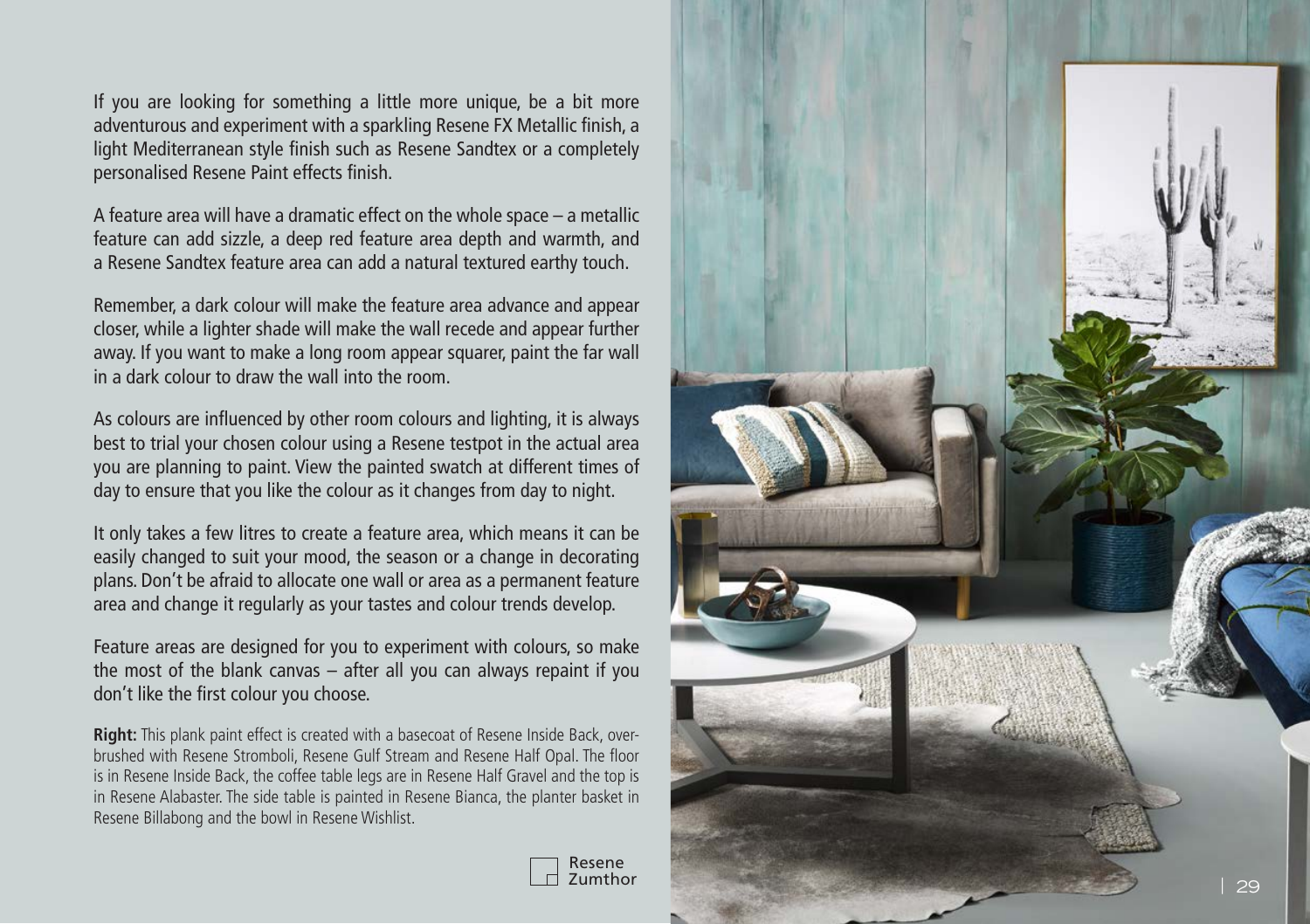If you are looking for something a little more unique, be a bit more adventurous and experiment with a sparkling Resene FX Metallic finish, a light Mediterranean style finish such as Resene Sandtex or a completely personalised Resene Paint effects finish.

A feature area will have a dramatic effect on the whole space – a metallic feature can add sizzle, a deep red feature area depth and warmth, and a Resene Sandtex feature area can add a natural textured earthy touch.

Remember, a dark colour will make the feature area advance and appear closer, while a lighter shade will make the wall recede and appear further away. If you want to make a long room appear squarer, paint the far wall in a dark colour to draw the wall into the room.

As colours are influenced by other room colours and lighting, it is always best to trial your chosen colour using a Resene testpot in the actual area you are planning to paint. View the painted swatch at different times of day to ensure that you like the colour as it changes from day to night.

It only takes a few litres to create a feature area, which means it can be easily changed to suit your mood, the season or a change in decorating plans. Don't be afraid to allocate one wall or area as a permanent feature area and change it regularly as your tastes and colour trends develop.

Feature areas are designed for you to experiment with colours, so make the most of the blank canvas – after all you can always repaint if you don't like the first colour you choose.

**Right:** This plank paint effect is created with a basecoat of Resene Inside Back, over-brushed with Resene Stromboli, Resene Gulf Stream and Resene Half Opal. The floor is in Resene Inside Back, the coffee table legs are in Resene Half Gravel and the top is in Resene Alabaster. The side table is painted in Resene Bianca, the planter basket in Resene Billabong and the bowl in Resene Wishlist.

Resene Zumthor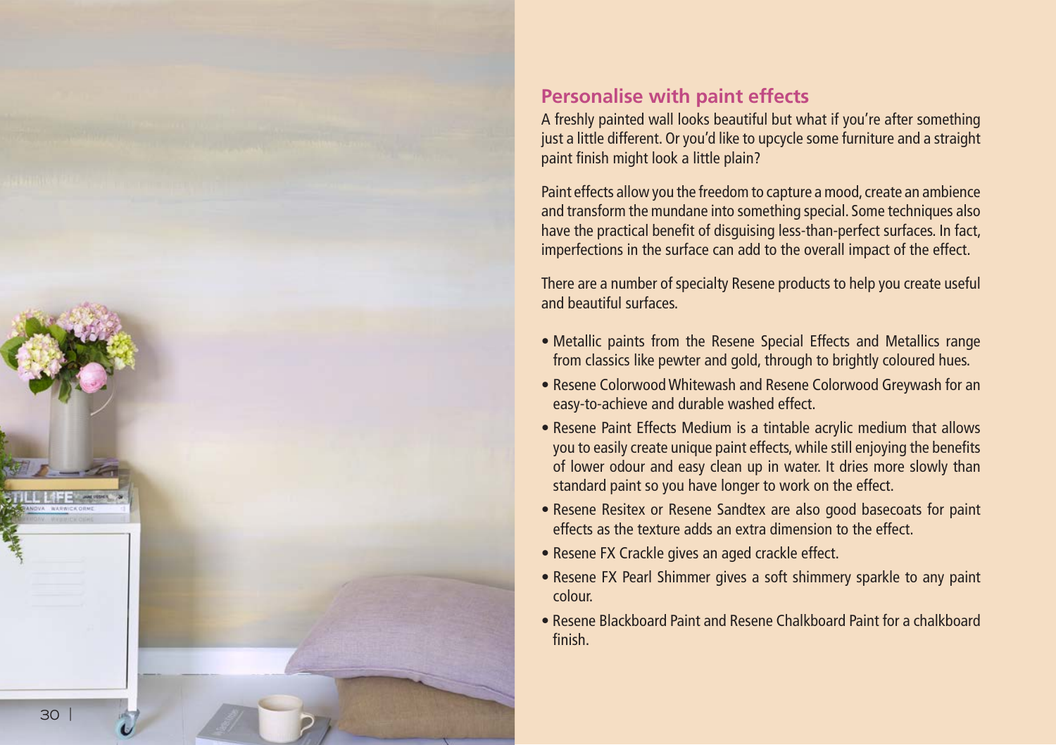## Personalise with paint effects

A freshly painted wall looks beautiful but what if you're after something just a little different. Or you'd like to upcycle some furniture and a straight paint finish might look a little plain?

Paint effects allow you the freedom to capture a mood, create an ambience and transform the mundane into something special. Some techniques also have the practical benefit of disguising less-than-perfect surfaces. In fact, imperfections in the surface can add to the overall impact of the effect.

There are a number of specialty Resene products to help you create useful and beautiful surfaces.

- Metallic paints from the Resene Special Effects and Metallics range from classics like pewter and gold, through to brightly coloured hues.
- Resene Colorwood Whitewash and Resene Colorwood Greywash for an easy-to-achieve and durable washed effect.
- Resene Paint Effects Medium is a tintable acrylic medium that allows you to easily create unique paint effects, while still enjoying the benefits of lower odour and easy clean up in water. It dries more slowly than standard paint so you have longer to work on the effect.
- Resene Resitex or Resene Sandtex are also good basecoats for paint effects as the texture adds an extra dimension to the effect.
- Resene FX Crackle gives an aged crackle effect.
- Resene FX Pearl Shimmer gives a soft shimmery sparkle to any paint colour.
- Resene Blackboard Paint and Resene Chalkboard Paint for a chalkboard finish.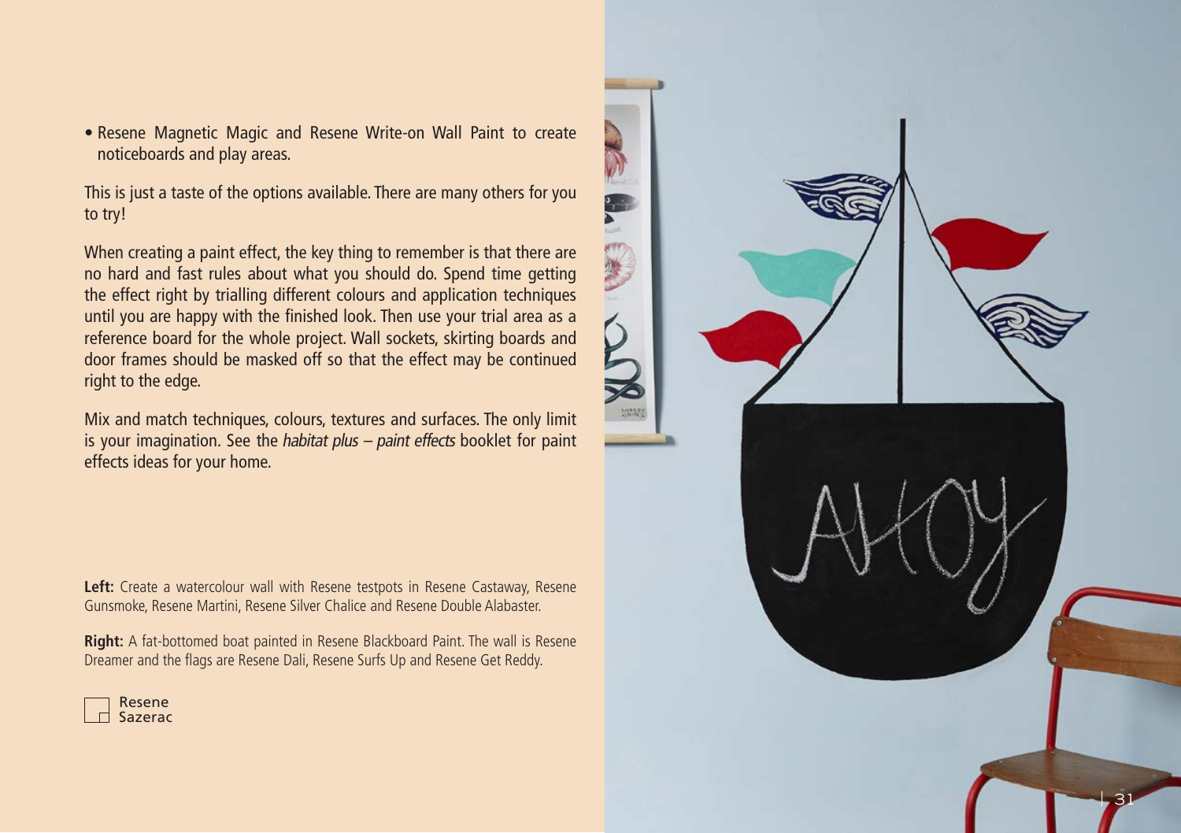- Resene Magnetic Magic and Resene Write-on Wall Paint to create noticeboards and play areas.

This is just a taste of the options available. There are many others for you to try!

When creating a paint effect, the key thing to remember is that there are no hard and fast rules about what you should do. Spend time getting the effect right by trialling different colours and application techniques until you are happy with the finished look. Then use your trial area as a reference board for the whole project. Wall sockets, skirting boards and door frames should be masked off so that the effect may be continued right to the edge.

Mix and match techniques, colours, textures and surfaces. The only limit is your imagination. See the *habitat plus – paint effects* booklet for paint effects ideas for your home.

**Left:** Create a watercolour wall with Resene testpots in Resene Castaway, Resene Gunsmoke, Resene Martini, Resene Silver Chalice and Resene Double Alabaster.

**Right:** A fat-bottomed boat painted in Resene Blackboard Paint. The wall is Resene Dreamer and the flags are Resene Dali, Resene Surfs Up and Resene Get Reddy.

Resene Sazerac